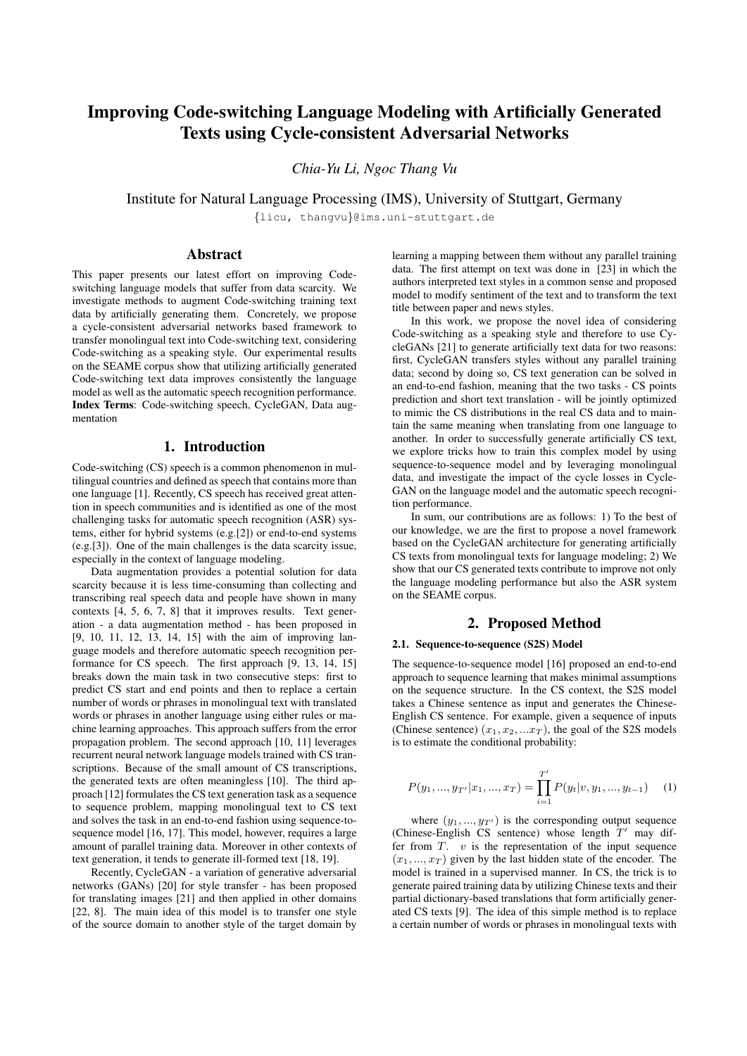# Improving Code-switching Language Modeling with Artificially Generated Texts using Cycle-consistent Adversarial Networks

*Chia-Yu Li, Ngoc Thang Vu*

Institute for Natural Language Processing (IMS), University of Stuttgart, Germany

{licu, thangvu}@ims.uni-stuttgart.de

## Abstract

This paper presents our latest effort on improving Code-switching language models that suffer from data scarcity. We investigate methods to augment Code-switching training text data by artificially generating them. Concretely, we propose a cycle-consistent adversarial networks based framework to transfer monolingual text into Code-switching text, considering Code-switching as a speaking style. Our experimental results on the SEAME corpus show that utilizing artificially generated Code-switching text data improves consistently the language model as well as the automatic speech recognition performance.

**Index Terms**: Code-switching speech, CycleGAN, Data augmentation

## 1. Introduction

Code-switching (CS) speech is a common phenomenon in multilingual countries and defined as speech that contains more than one language [1]. Recently, CS speech has received great attention in speech communities and is identified as one of the most challenging tasks for automatic speech recognition (ASR) systems, either for hybrid systems (e.g.[2]) or end-to-end systems (e.g.[3]). One of the main challenges is the data scarcity issue, especially in the context of language modeling.

Data augmentation provides a potential solution for data scarcity because it is less time-consuming than collecting and transcribing real speech data and people have shown in many contexts [4, 5, 6, 7, 8] that it improves results. Text generation - a data augmentation method - has been proposed in [9, 10, 11, 12, 13, 14, 15] with the aim of improving language models and therefore automatic speech recognition performance for CS speech. The first approach [9, 13, 14, 15] breaks down the main task in two consecutive steps: first to predict CS start and end points and then to replace a certain number of words or phrases in monolingual text with translated words or phrases in another language using either rules or machine learning approaches. This approach suffers from the error propagation problem. The second approach [10, 11] leverages recurrent neural network language models trained with CS transcriptions. Because of the small amount of CS transcriptions, the generated texts are often meaningless [10]. The third approach [12] formulates the CS text generation task as a sequence to sequence problem, mapping monolingual text to CS text and solves the task in an end-to-end fashion using sequence-to-sequence model [16, 17]. This model, however, requires a large amount of parallel training data. Moreover in other contexts of text generation, it tends to generate ill-formed text [18, 19].

Recently, CycleGAN - a variation of generative adversarial networks (GANs) [20] for style transfer - has been proposed for translating images [21] and then applied in other domains [22, 8]. The main idea of this model is to transfer one style of the source domain to another style of the target domain by learning a mapping between them without any parallel training data. The first attempt on text was done in [23] in which the authors interpreted text styles in a common sense and proposed model to modify sentiment of the text and to transform the text title between paper and news styles.

In this work, we propose the novel idea of considering Code-switching as a speaking style and therefore to use CycleGANs [21] to generate artificially text data for two reasons: first, CycleGAN transfers styles without any parallel training data; second by doing so, CS text generation can be solved in an end-to-end fashion, meaning that the two tasks - CS points prediction and short text translation - will be jointly optimized to mimic the CS distributions in the real CS data and to maintain the same meaning when translating from one language to another. In order to successfully generate artificially CS text, we explore tricks how to train this complex model by using sequence-to-sequence model and by leveraging monolingual data, and investigate the impact of the cycle losses in CycleGAN on the language model and the automatic speech recognition performance.

In sum, our contributions are as follows: 1) To the best of our knowledge, we are the first to propose a novel framework based on the CycleGAN architecture for generating artificially CS texts from monolingual texts for language modeling; 2) We show that our CS generated texts contribute to improve not only the language modeling performance but also the ASR system on the SEAME corpus.

## 2. Proposed Method

### 2.1. Sequence-to-sequence (S2S) Model

The sequence-to-sequence model [16] proposed an end-to-end approach to sequence learning that makes minimal assumptions on the sequence structure. In the CS context, the S2S model takes a Chinese sentence as input and generates the Chinese-English CS sentence. For example, given a sequence of inputs (Chinese sentence) $(x_1, x_2, ...x_T)$, the goal of the S2S models is to estimate the conditional probability:

$$P(y_1, ..., y_{T'}|x_1, ..., x_T) = \prod_{i=1}^{T'} P(y_t|v, y_1, ..., y_{t-1}) \quad (1)$$

where $(y_1, ..., y_{T'})$ is the corresponding output sequence (Chinese-English CS sentence) whose length $T'$ may differ from $T$. $v$ is the representation of the input sequence $(x_1, ..., x_T)$ given by the last hidden state of the encoder. The model is trained in a supervised manner. In CS, the trick is to generate paired training data by utilizing Chinese texts and their partial dictionary-based translations that form artificially generated CS texts [9]. The idea of this simple method is to replace a certain number of words or phrases in monolingual texts with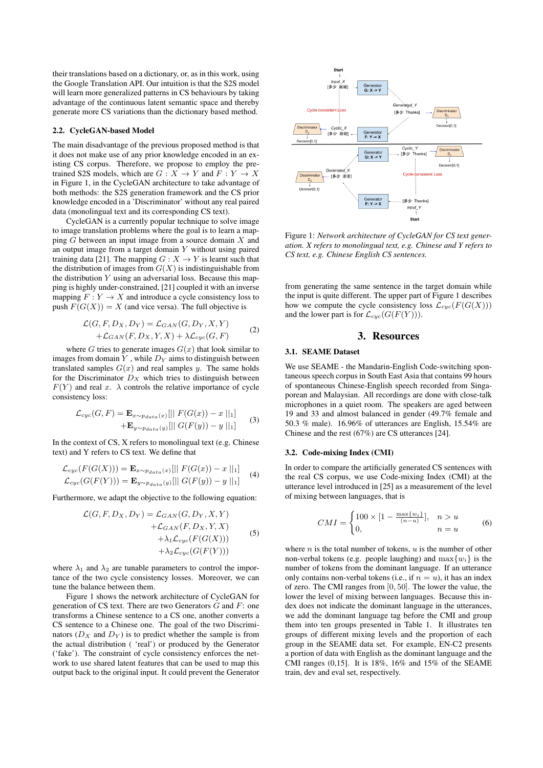their translations based on a dictionary, or, as in this work, using the Google Translation API. Our intuition is that the S2S model will learn more generalized patterns in CS behaviours by taking advantage of the continuous latent semantic space and thereby generate more CS variations than the dictionary based method.

### 2.2. CycleGAN-based Model

The main disadvantage of the previous proposed method is that it does not make use of any prior knowledge encoded in an existing CS corpus. Therefore, we propose to employ the pre-trained S2S models, which are $G : X \rightarrow Y$ and $F : Y \rightarrow X$ in Figure 1, in the CycleGAN architecture to take advantage of both methods: the S2S generation framework and the CS prior knowledge encoded in a 'Discriminator' without any real paired data (monolingual text and its corresponding CS text).

CycleGAN is a currently popular technique to solve image to image translation problems where the goal is to learn a mapping $G$ between an input image from a source domain $X$ and an output image from a target domain $Y$ without using paired training data [21]. The mapping $G : X \rightarrow Y$ is learnt such that the distribution of images from $G(X)$ is indistinguishable from the distribution $Y$ using an adversarial loss. Because this mapping is highly under-constrained, [21] coupled it with an inverse mapping $F : Y \rightarrow X$ and introduce a cycle consistency loss to push $F(G(X)) = X$ (and vice versa). The full objective is

$$\begin{aligned} \mathcal{L}(G, F, D_X, D_Y) &= \mathcal{L}_{GAN}(G, D_Y, X, Y) \\ &+ \mathcal{L}_{GAN}(F, D_X, Y, X) + \lambda \mathcal{L}_{cyc}(G, F) \end{aligned} \tag{2}$$

where $G$ tries to generate images $G(x)$ that look similar to images from domain $Y$ , while $D_Y$ aims to distinguish between translated samples $G(x)$ and real samples $y$. The same holds for the Discriminator $D_X$ which tries to distinguish between $F(Y)$ and real $x$. $\lambda$ controls the relative importance of cycle consistency loss:

$$\begin{aligned} \mathcal{L}_{cyc}(G, F) &= \mathbf{E}_{x \sim p_{data}(x)}[|| F(G(x)) - x ||_1] \\ &+ \mathbf{E}_{y \sim p_{data}(y)}[|| G(F(y)) - y ||_1] \end{aligned} \tag{3}$$

In the context of CS, X refers to monolingual text (e.g. Chinese text) and Y refers to CS text. We define that

$$\begin{aligned} \mathcal{L}_{cyc}(F(G(X))) &= \mathbf{E}_{x \sim p_{data}(x)}[|| F(x) - x ||_1] \\ \mathcal{L}_{cyc}(G(F(Y))) &= \mathbf{E}_{y \sim p_{data}(y)}[|| G(y) - y ||_1] \end{aligned} \tag{4}$$

Furthermore, we adapt the objective to the following equation:

$$\begin{aligned} \mathcal{L}(G, F, D_X, D_Y) &= \mathcal{L}_{GAN}(G, D_Y, X, Y) \\ &+ \mathcal{L}_{GAN}(F, D_X, Y, X) \\ &+ \lambda_1 \mathcal{L}_{cyc}(F(G(X))) \\ &+ \lambda_2 \mathcal{L}_{cyc}(G(F(Y))) \end{aligned} \tag{5}$$

where $\lambda_1$ and $\lambda_2$ are tunable parameters to control the importance of the two cycle consistency losses. Moreover, we can tune the balance between them.

Figure 1 shows the network architecture of CycleGAN for generation of CS text. There are two Generators $G$ and $F$: one transforms a Chinese sentence to a CS one, another converts a CS sentence to a Chinese one. The goal of the two Discriminators ($D_X$ and $D_Y$) is to predict whether the sample is from the actual distribution ( 'real') or produced by the Generator ('fake'). The constraint of cycle consistency enforces the network to use shared latent features that can be used to map this output back to the original input. It could prevent the Generator from generating the same sentence in the target domain while the input is quite different. The upper part of Figure 1 describes how we compute the cycle consistency loss $\mathcal{L}_{cyc}(F(G(X)))$ and the lower part is for $\mathcal{L}_{cyc}(G(F(Y)))$.

Figure 1: *Network architecture of CycleGAN for CS text generation. X refers to monolingual text, e.g. Chinese and Y refers to CS text, e.g. Chinese English CS sentences.*

## 3. Resources

### 3.1. SEAME Dataset

We use SEAME - the Mandarin-English Code-switching spontaneous speech corpus in South East Asia that contains 99 hours of spontaneous Chinese-English speech recorded from Singaporean and Malaysian. All recordings are done with close-talk microphones in a quiet room. The speakers are aged between 19 and 33 and almost balanced in gender (49.7% female and 50.3 % male). 16.96% of utterances are English, 15.54% are Chinese and the rest (67%) are CS utterances [24].

### 3.2. Code-mixing Index (CMI)

In order to compare the artificially generated CS sentences with the real CS corpus, we use Code-mixing Index (CMI) at the utterance level introduced in [25] as a measurement of the level of mixing between languages, that is

$$CMI = \begin{cases} 100 \times [1 - \frac{\max\{w_i\}}{(n-u)}], & n > u \\ 0, & n = u \end{cases} \tag{6}$$

where $n$ is the total number of tokens, $u$ is the number of other non-verbal tokens (e.g. people laughing) and $\max\{w_i\}$ is the number of tokens from the dominant language. If an utterance only contains non-verbal tokens (i.e., if $n = u$), it has an index of zero. The CMI ranges from $[0, 50]$. The lower the value, the lower the level of mixing between languages. Because this index does not indicate the dominant language in the utterances, we add the dominant language tag before the CMI and group them into ten groups presented in Table 1. It illustrates ten groups of different mixing levels and the proportion of each group in the SEAME data set. For example, EN-C2 presents a portion of data with English as the dominant language and the CMI ranges (0,15]. It is 18%, 16% and 15% of the SEAME train, dev and eval set, respectively.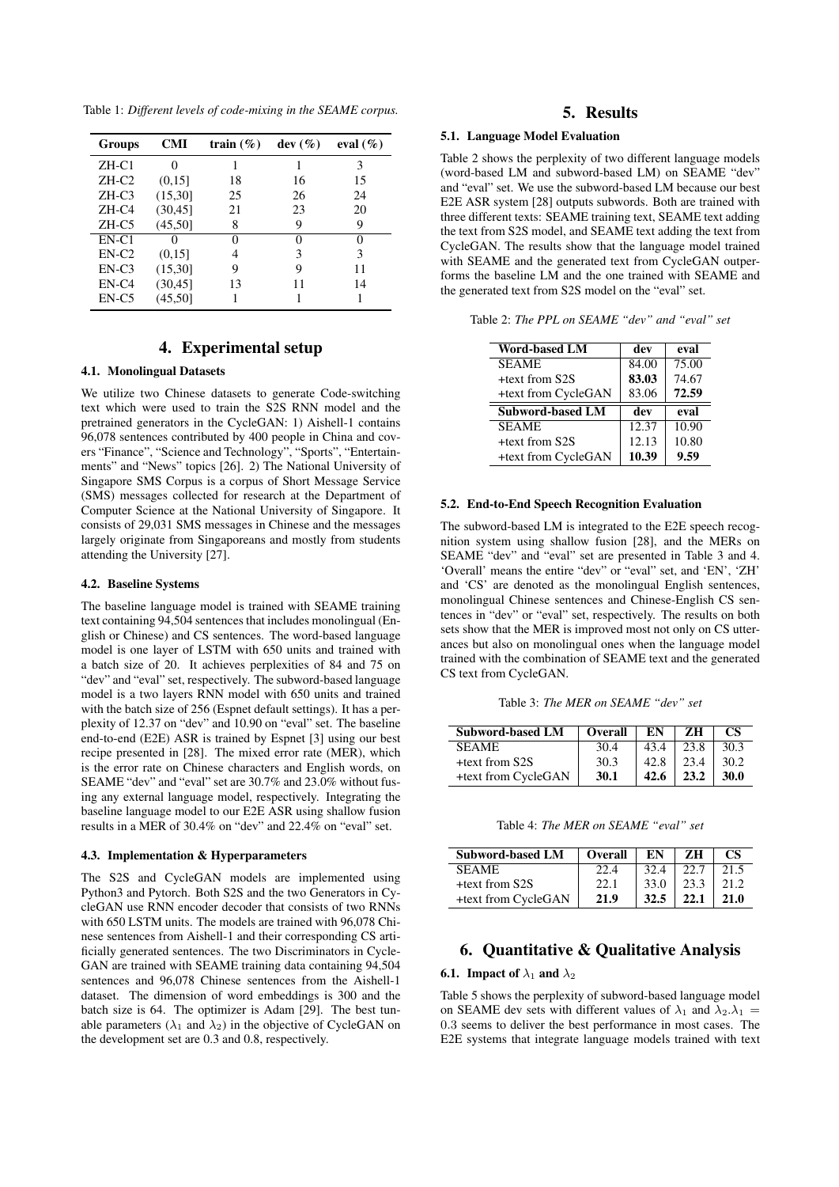Table 1: *Different levels of code-mixing in the SEAME corpus.*

| Groups | CMI | train (%) | dev (%) | eval (%) |
|---|---|---|---|---|
| ZH-C1 | 0 | 1 | 1 | 3 |
| ZH-C2 | (0,15] | 18 | 16 | 15 |
| ZH-C3 | (15,30] | 25 | 26 | 24 |
| ZH-C4 | (30,45] | 21 | 23 | 20 |
| ZH-C5 | (45,50] | 8 | 9 | 9 |
| EN-C1 | 0 | 0 | 0 | 0 |
| EN-C2 | (0,15] | 4 | 3 | 3 |
| EN-C3 | (15,30] | 9 | 9 | 11 |
| EN-C4 | (30,45] | 13 | 11 | 14 |
| EN-C5 | (45,50] | 1 | 1 | 1 |

# 4. Experimental setup

## 4.1. Monolingual Datasets

We utilize two Chinese datasets to generate Code-switching text which were used to train the S2S RNN model and the pretrained generators in the CycleGAN: 1) Aishell-1 contains 96,078 sentences contributed by 400 people in China and covers "Finance", "Science and Technology", "Sports", "Entertainments" and "News" topics [26]. 2) The National University of Singapore SMS Corpus is a corpus of Short Message Service (SMS) messages collected for research at the Department of Computer Science at the National University of Singapore. It consists of 29,031 SMS messages in Chinese and the messages largely originate from Singaporeans and mostly from students attending the University [27].

## 4.2. Baseline Systems

The baseline language model is trained with SEAME training text containing 94,504 sentences that includes monolingual (English or Chinese) and CS sentences. The word-based language model is one layer of LSTM with 650 units and trained with a batch size of 20. It achieves perplexities of 84 and 75 on "dev" and "eval" set, respectively. The subword-based language model is a two layers RNN model with 650 units and trained with the batch size of 256 (Espnet default settings). It has a perplexity of 12.37 on "dev" and 10.90 on "eval" set. The baseline end-to-end (E2E) ASR is trained by Espnet [3] using our best recipe presented in [28]. The mixed error rate (MER), which is the error rate on Chinese characters and English words, on SEAME "dev" and "eval" set are 30.7% and 23.0% without fusing any external language model, respectively. Integrating the baseline language model to our E2E ASR using shallow fusion results in a MER of 30.4% on "dev" and 22.4% on "eval" set.

## 4.3. Implementation & Hyperparameters

The S2S and CycleGAN models are implemented using Python3 and Pytorch. Both S2S and the two Generators in CycleGAN use RNN encoder decoder that consists of two RNNs with 650 LSTM units. The models are trained with 96,078 Chinese sentences from Aishell-1 and their corresponding CS artificially generated sentences. The two Discriminators in CycleGAN are trained with SEAME training data containing 94,504 sentences and 96,078 Chinese sentences from the Aishell-1 dataset. The dimension of word embeddings is 300 and the batch size is 64. The optimizer is Adam [29]. The best tunable parameters ($\lambda_1$ and $\lambda_2$) in the objective of CycleGAN on the development set are 0.3 and 0.8, respectively.

# 5. Results

## 5.1. Language Model Evaluation

Table 2 shows the perplexity of two different language models (word-based LM and subword-based LM) on SEAME "dev" and "eval" set. We use the subword-based LM because our best E2E ASR system [28] outputs subwords. Both are trained with three different texts: SEAME training text, SEAME text adding the text from S2S model, and SEAME text adding the text from CycleGAN. The results show that the language model trained with SEAME and the generated text from CycleGAN outperforms the baseline LM and the one trained with SEAME and the generated text from S2S model on the "eval" set.

Table 2: *The PPL on SEAME "dev" and "eval" set*

| Word-based LM | dev | eval |
|---|---|---|
| SEAME | 84.00 | 75.00 |
| +text from S2S | **83.03** | 74.67 |
| +text from CycleGAN | 83.06 | **72.59** |
| **Subword-based LM** | **dev** | **eval** |
| SEAME | 12.37 | 10.90 |
| +text from S2S | 12.13 | 10.80 |
| +text from CycleGAN | **10.39** | **9.59** |

## 5.2. End-to-End Speech Recognition Evaluation

The subword-based LM is integrated to the E2E speech recognition system using shallow fusion [28], and the MERs on SEAME "dev" and "eval" set are presented in Table 3 and 4. 'Overall' means the entire "dev" or "eval" set, and 'EN', 'ZH' and 'CS' are denoted as the monolingual English sentences, monolingual Chinese sentences and Chinese-English CS sentences in "dev" or "eval" set, respectively. The results on both sets show that the MER is improved most not only on CS utterances but also on monolingual ones when the language model trained with the combination of SEAME text and the generated CS text from CycleGAN.

Table 3: *The MER on SEAME "dev" set*

| Subword-based LM | Overall | EN | ZH | CS |
|---|---|---|---|---|
| SEAME | 30.4 | 43.4 | 23.8 | 30.3 |
| +text from S2S | 30.3 | 42.8 | 23.4 | 30.2 |
| +text from CycleGAN | **30.1** | **42.6** | **23.2** | **30.0** |

Table 4: *The MER on SEAME "eval" set*

| Subword-based LM | Overall | EN | ZH | CS |
|---|---|---|---|---|
| SEAME | 22.4 | 32.4 | 22.7 | 21.5 |
| +text from S2S | 22.1 | 33.0 | 23.3 | 21.2 |
| +text from CycleGAN | **21.9** | **32.5** | **22.1** | **21.0** |

# 6. Quantitative & Qualitative Analysis

## 6.1. Impact of $\lambda_1$ and $\lambda_2$

Table 5 shows the perplexity of subword-based language model on SEAME dev sets with different values of $\lambda_1$ and $\lambda_2$. $\lambda_1 = 0.3$ seems to deliver the best performance in most cases. The E2E systems that integrate language models trained with text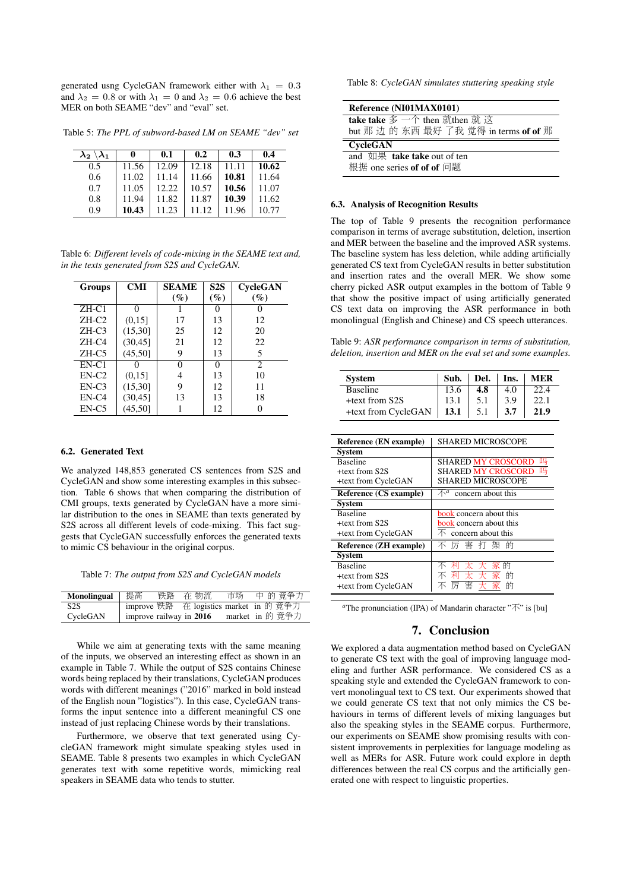generated usng CycleGAN framework either with $\lambda_1 = 0.3$ and $\lambda_2 = 0.8$ or with $\lambda_1 = 0$ and $\lambda_2 = 0.6$ achieve the best MER on both SEAME "dev" and "eval" set.

Table 5: *The PPL of subword-based LM on SEAME "dev" set*

| $\lambda_2 \setminus \lambda_1$ | 0 | 0.1 | 0.2 | 0.3 | 0.4 |
|---|---|---|---|---|---|
| 0.5 | 11.56 | 12.09 | 12.18 | 11.11 | **10.62** |
| 0.6 | 11.02 | 11.14 | 11.66 | **10.81** | 11.64 |
| 0.7 | 11.05 | 12.22 | 10.57 | **10.56** | 11.07 |
| 0.8 | 11.94 | 11.82 | 11.87 | **10.39** | 11.62 |
| 0.9 | **10.43** | 11.23 | 11.12 | 11.96 | 10.77 |

Table 6: *Different levels of code-mixing in the SEAME text and, in the texts generated from S2S and CycleGAN.*

| Groups | CMI | SEAME (%) | S2S (%) | CycleGAN (%) |
|---|---|---|---|---|
| ZH-C1 | 0 | 1 | 0 | 0 |
| ZH-C2 | (0,15] | 17 | 13 | 12 |
| ZH-C3 | (15,30] | 25 | 12 | 20 |
| ZH-C4 | (30,45] | 21 | 12 | 22 |
| ZH-C5 | (45,50] | 9 | 13 | 5 |
| EN-C1 | 0 | 0 | 0 | 2 |
| EN-C2 | (0,15] | 4 | 13 | 10 |
| EN-C3 | (15,30] | 9 | 12 | 11 |
| EN-C4 | (30,45] | 13 | 13 | 18 |
| EN-C5 | (45,50] | 1 | 12 | 0 |

### 6.2. Generated Text

We analyzed 148,853 generated CS sentences from S2S and CycleGAN and show some interesting examples in this subsection. Table 6 shows that when comparing the distribution of CMI groups, texts generated by CycleGAN have a more similar distribution to the ones in SEAME than texts generated by S2S across all different levels of code-mixing. This fact suggests that CycleGAN successfully enforces the generated texts to mimic CS behaviour in the original corpus.

Table 7: *The output from S2S and CycleGAN models*

| Monolingual | 提高 铁路 在 物流 市场 中 的 竞争力 |
|---|---|
| S2S | improve 铁路 在 logistics market in 的 竞争力 |
| CycleGAN | improve railway in **2016** market in 的 竞争力 |

While we aim at generating texts with the same meaning of the inputs, we observed an interesting effect as shown in an example in Table 7. While the output of S2S contains Chinese words being replaced by their translations, CycleGAN produces words with different meanings ("2016" marked in bold instead of the English noun "logistics"). In this case, CycleGAN transforms the input sentence into a different meaningful CS one instead of just replacing Chinese words by their translations.

Furthermore, we observe that text generated using CycleGAN framework might simulate speaking styles used in SEAME. Table 8 presents two examples in which CycleGAN generates text with some repetitive words, mimicking real speakers in SEAME data who tends to stutter.

Table 8: *CycleGAN simulates stuttering speaking style*

| **Reference (NI01MAX0101)** |
|---|
| **take take** 多 一个 then 就then 就 这 |
| but 那 边 的 东西 最好 了我 觉得 in terms **of of** 那 |
| **CycleGAN** |
| and 如果 **take take** out of ten |
| 根据 one series **of of of** 问题 |

### 6.3. Analysis of Recognition Results

The top of Table 9 presents the recognition performance comparison in terms of average substitution, deletion, insertion and MER between the baseline and the improved ASR systems. The baseline system has less deletion, while adding artificially generated CS text from CycleGAN results in better substitution and insertion rates and the overall MER. We show some cherry picked ASR output examples in the bottom of Table 9 that show the positive impact of using artificially generated CS text data on improving the ASR performance in both monolingual (English and Chinese) and CS speech utterances.

Table 9: *ASR performance comparison in terms of substitution, deletion, insertion and MER on the eval set and some examples.*

| System | Sub. | Del. | Ins. | MER |
|---|---|---|---|---|
| Baseline | 13.6 | **4.8** | 4.0 | 22.4 |
| +text from S2S | 13.1 | 5.1 | 3.9 | 22.1 |
| +text from CycleGAN | **13.1** | 5.1 | **3.7** | **21.9** |

| **Reference (EN example)** | SHARED MICROSCOPE |
|---|---|
| **System** | |
| Baseline | SHARED MY CROSCORD 吗 |
| +text from S2S | SHARED MY CROSCORD 吗 |
| +text from CycleGAN | SHARED MICROSCOPE |
| **Reference (CS example)** | 不[a] concern about this |
| **System** | |
| Baseline | book concern about this |
| +text from S2S | book concern about this |
| +text from CycleGAN | 不 concern about this |
| **Reference (ZH example)** | 不 厉 害 打 架 的 |
| **System** | |
| Baseline | 不 利 太 大 家 的 |
| +text from S2S | 不 利 太 大 家 的 |
| +text from CycleGAN | 不 厉 害 大 家 的 |

[a]The pronunciation (IPA) of Mandarin character "不" is [bu]

## 7. Conclusion

We explored a data augmentation method based on CycleGAN to generate CS text with the goal of improving language modeling and further ASR performance. We considered CS as a speaking style and extended the CycleGAN framework to convert monolingual text to CS text. Our experiments showed that we could generate CS text that not only mimics the CS behaviours in terms of different levels of mixing languages but also the speaking styles in the SEAME corpus. Furthermore, our experiments on SEAME show promising results with consistent improvements in perplexities for language modeling as well as MERs for ASR. Future work could explore in depth differences between the real CS corpus and the artificially generated one with respect to linguistic properties.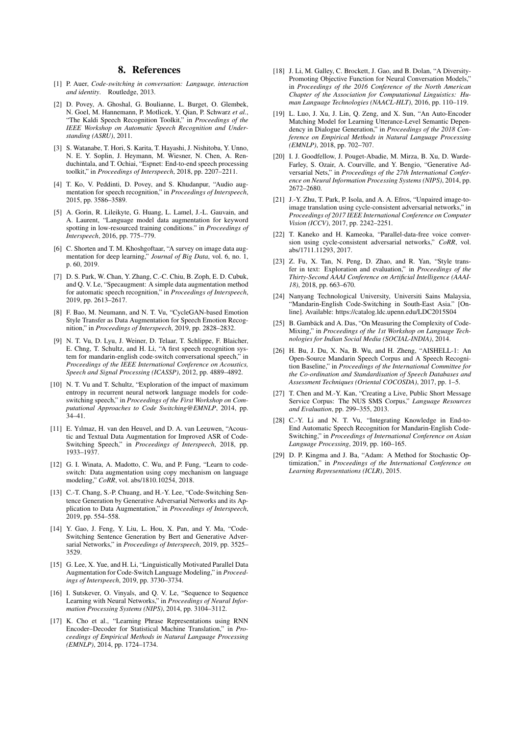## 8. References

[1] P. Auer, *Code-switching in conversation: Language, interaction and identity*. Routledge, 2013.

[2] D. Povey, A. Ghoshal, G. Boulianne, L. Burget, O. Glembek, N. Goel, M. Hannemann, P. Motlicek, Y. Qian, P. Schwarz *et al.*, "The Kaldi Speech Recognition Toolkit," in *Proceedings of the IEEE Workshop on Automatic Speech Recognition and Understanding (ASRU)*, 2011.

[3] S. Watanabe, T. Hori, S. Karita, T. Hayashi, J. Nishitoba, Y. Unno, N. E. Y. Soplin, J. Heymann, M. Wiesner, N. Chen, A. Renduchintala, and T. Ochiai, "Espnet: End-to-end speech processing toolkit," in *Proceedings of Interspeech*, 2018, pp. 2207–2211.

[4] T. Ko, V. Peddinti, D. Povey, and S. Khudanpur, "Audio augmentation for speech recognition," in *Proceedings of Interspeech*, 2015, pp. 3586–3589.

[5] A. Gorin, R. Lileikyte, G. Huang, L. Lamel, J.-L. Gauvain, and A. Laurent, "Language model data augmentation for keyword spotting in low-resourced training conditions." in *Proceedings of Interspeech*, 2016, pp. 775–779.

[6] C. Shorten and T. M. Khoshgoftaar, "A survey on image data augmentation for deep learning," *Journal of Big Data*, vol. 6, no. 1, p. 60, 2019.

[7] D. S. Park, W. Chan, Y. Zhang, C.-C. Chiu, B. Zoph, E. D. Cubuk, and Q. V. Le, "Specaugment: A simple data augmentation method for automatic speech recognition," in *Proceedings of Interspeech*, 2019, pp. 2613–2617.

[8] F. Bao, M. Neumann, and N. T. Vu, "CycleGAN-based Emotion Style Transfer as Data Augmentation for Speech Emotion Recognition," in *Proceedings of Interspeech*, 2019, pp. 2828–2832.

[9] N. T. Vu, D. Lyu, J. Weiner, D. Telaar, T. Schlippe, F. Blaicher, E. Chng, T. Schultz, and H. Li, "A first speech recognition system for mandarin-english code-switch conversational speech," in *Proceedings of the IEEE International Conference on Acoustics, Speech and Signal Processing (ICASSP)*, 2012, pp. 4889–4892.

[10] N. T. Vu and T. Schultz, "Exploration of the impact of maximum entropy in recurrent neural network language models for code-switching speech," in *Proceedings of the First Workshop on Computational Approaches to Code Switching@EMNLP*, 2014, pp. 34–41.

[11] E. Yılmaz, H. van den Heuvel, and D. A. van Leeuwen, "Acoustic and Textual Data Augmentation for Improved ASR of Code-Switching Speech," in *Proceedings of Interspeech*, 2018, pp. 1933–1937.

[12] G. I. Winata, A. Madotto, C. Wu, and P. Fung, "Learn to code-switch: Data augmentation using copy mechanism on language modeling," *CoRR*, vol. abs/1810.10254, 2018.

[13] C.-T. Chang, S.-P. Chuang, and H.-Y. Lee, "Code-Switching Sentence Generation by Generative Adversarial Networks and its Application to Data Augmentation," in *Proceedings of Interspeech*, 2019, pp. 554–558.

[14] Y. Gao, J. Feng, Y. Liu, L. Hou, X. Pan, and Y. Ma, "Code-Switching Sentence Generation by Bert and Generative Adversarial Networks," in *Proceedings of Interspeech*, 2019, pp. 3525–3529.

[15] G. Lee, X. Yue, and H. Li, "Linguistically Motivated Parallel Data Augmentation for Code-Switch Language Modeling," in *Proceedings of Interspeech*, 2019, pp. 3730–3734.

[16] I. Sutskever, O. Vinyals, and Q. V. Le, "Sequence to Sequence Learning with Neural Networks," in *Proceedings of Neural Information Processing Systems (NIPS)*, 2014, pp. 3104–3112.

[17] K. Cho et al., "Learning Phrase Representations using RNN Encoder–Decoder for Statistical Machine Translation," in *Proceedings of Empirical Methods in Natural Language Processing (EMNLP)*, 2014, pp. 1724–1734.

[18] J. Li, M. Galley, C. Brockett, J. Gao, and B. Dolan, "A Diversity-Promoting Objective Function for Neural Conversation Models," in *Proceedings of the 2016 Conference of the North American Chapter of the Association for Computational Linguistics: Human Language Technologies (NAACL-HLT)*, 2016, pp. 110–119.

[19] L. Luo, J. Xu, J. Lin, Q. Zeng, and X. Sun, "An Auto-Encoder Matching Model for Learning Utterance-Level Semantic Dependency in Dialogue Generation," in *Proceedings of the 2018 Conference on Empirical Methods in Natural Language Processing (EMNLP)*, 2018, pp. 702–707.

[20] I. J. Goodfellow, J. Pouget-Abadie, M. Mirza, B. Xu, D. Warde-Farley, S. Ozair, A. Courville, and Y. Bengio, "Generative Adversarial Nets," in *Proceedings of the 27th International Conference on Neural Information Processing Systems (NIPS)*, 2014, pp. 2672–2680.

[21] J.-Y. Zhu, T. Park, P. Isola, and A. A. Efros, "Unpaired image-to-image translation using cycle-consistent adversarial networks," in *Proceedings of 2017 IEEE International Conference on Computer Vision (ICCV)*, 2017, pp. 2242–2251.

[22] T. Kaneko and H. Kameoka, "Parallel-data-free voice conversion using cycle-consistent adversarial networks," *CoRR*, vol. abs/1711.11293, 2017.

[23] Z. Fu, X. Tan, N. Peng, D. Zhao, and R. Yan, "Style transfer in text: Exploration and evaluation," in *Proceedings of the Thirty-Second AAAI Conference on Artificial Intelligence (AAAI-18)*, 2018, pp. 663–670.

[24] Nanyang Technological University, Universiti Sains Malaysia, "Mandarin-English Code-Switching in South-East Asia." [Online]. Available: https://catalog.ldc.upenn.edu/LDC2015S04

[25] B. Gambäck and A. Das, "On Measuring the Complexity of Code-Mixing," in *Proceedings of the 1st Workshop on Language Technologies for Indian Social Media (SOCIAL-INDIA)*, 2014.

[26] H. Bu, J. Du, X. Na, B. Wu, and H. Zheng, "AISHELL-1: An Open-Source Mandarin Speech Corpus and A Speech Recognition Baseline," in *Proceedings of the International Committee for the Co-ordination and Standardisation of Speech Databases and Assessment Techniques (Oriental COCOSDA)*, 2017, pp. 1–5.

[27] T. Chen and M.-Y. Kan, "Creating a Live, Public Short Message Service Corpus: The NUS SMS Corpus," *Language Resources and Evaluation*, pp. 299–355, 2013.

[28] C.-Y. Li and N. T. Vu, "Integrating Knowledge in End-to-End Automatic Speech Recognition for Mandarin-English Code-Switching," in *Proceedings of International Conference on Asian Language Processing*, 2019, pp. 160–165.

[29] D. P. Kingma and J. Ba, "Adam: A Method for Stochastic Optimization," in *Proceedings of the International Conference on Learning Representations (ICLR)*, 2015.